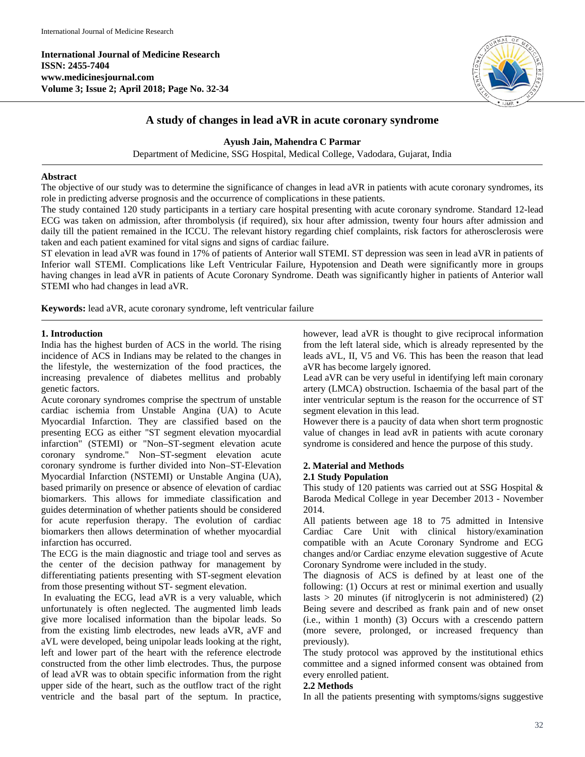# A study of changes in lead aVR in acute coronary syndrome

**Ayush Jain, Mahendra C Parmar**

Department of Medicine, SSG Hospital, Medical College, Vadodara, Gujarat, India

## Abstract

The objective of our study was to determine the significance of changes in lead aVR in patients with acute coronary syndromes, its role in predicting adverse prognosis and the occurrence of complications in these patients.

The study contained 120 study participants in a tertiary care hospital presenting with acute coronary syndrome. Standard 12-lead ECG was taken on admission, after thrombolysis (if required), six hour after admission, twenty four hours after admission and daily till the patient remained in the ICCU. The relevant history regarding chief complaints, risk factors for atherosclerosis were taken and each patient examined for vital signs and signs of cardiac failure.

ST elevation in lead aVR was found in 17% of patients of Anterior wall STEMI. ST depression was seen in lead aVR in patients of Inferior wall STEMI. Complications like Left Ventricular Failure, Hypotension and Death were significantly more in groups having changes in lead aVR in patients of Acute Coronary Syndrome. Death was significantly higher in patients of Anterior wall STEMI who had changes in lead aVR.

**Keywords:** lead aVR, acute coronary syndrome, left ventricular failure

## 1. Introduction

India has the highest burden of ACS in the world. The rising incidence of ACS in Indians may be related to the changes in the lifestyle, the westernization of the food practices, the increasing prevalence of diabetes mellitus and probably genetic factors.

Acute coronary syndromes comprise the spectrum of unstable cardiac ischemia from Unstable Angina (UA) to Acute Myocardial Infarction. They are classified based on the presenting ECG as either "ST segment elevation myocardial infarction" (STEMI) or "Non–ST-segment elevation acute coronary syndrome." Non–ST-segment elevation acute coronary syndrome is further divided into Non–ST-Elevation Myocardial Infarction (NSTEMI) or Unstable Angina (UA), based primarily on presence or absence of elevation of cardiac biomarkers. This allows for immediate classification and guides determination of whether patients should be considered for acute reperfusion therapy. The evolution of cardiac biomarkers then allows determination of whether myocardial infarction has occurred.

The ECG is the main diagnostic and triage tool and serves as the center of the decision pathway for management by differentiating patients presenting with ST-segment elevation from those presenting without ST- segment elevation.

In evaluating the ECG, lead aVR is a very valuable, which unfortunately is often neglected. The augmented limb leads give more localised information than the bipolar leads. So from the existing limb electrodes, new leads aVR, aVF and aVL were developed, being unipolar leads looking at the right, left and lower part of the heart with the reference electrode constructed from the other limb electrodes. Thus, the purpose of lead aVR was to obtain specific information from the right upper side of the heart, such as the outflow tract of the right ventricle and the basal part of the septum. In practice, however, lead aVR is thought to give reciprocal information from the left lateral side, which is already represented by the leads aVL, II, V5 and V6. This has been the reason that lead aVR has become largely ignored.

Lead aVR can be very useful in identifying left main coronary artery (LMCA) obstruction. Ischaemia of the basal part of the inter ventricular septum is the reason for the occurrence of ST segment elevation in this lead.

However there is a paucity of data when short term prognostic value of changes in lead avR in patients with acute coronary syndrome is considered and hence the purpose of this study.

## 2. Material and Methods

### 2.1 Study Population

This study of 120 patients was carried out at SSG Hospital & Baroda Medical College in year December 2013 - November 2014.

All patients between age 18 to 75 admitted in Intensive Cardiac Care Unit with clinical history/examination compatible with an Acute Coronary Syndrome and ECG changes and/or Cardiac enzyme elevation suggestive of Acute Coronary Syndrome were included in the study.

The diagnosis of ACS is defined by at least one of the following: (1) Occurs at rest or minimal exertion and usually lasts > 20 minutes (if nitroglycerin is not administered) (2) Being severe and described as frank pain and of new onset (i.e., within 1 month) (3) Occurs with a crescendo pattern (more severe, prolonged, or increased frequency than previously).

The study protocol was approved by the institutional ethics committee and a signed informed consent was obtained from every enrolled patient.

### 2.2 Methods

In all the patients presenting with symptoms/signs suggestive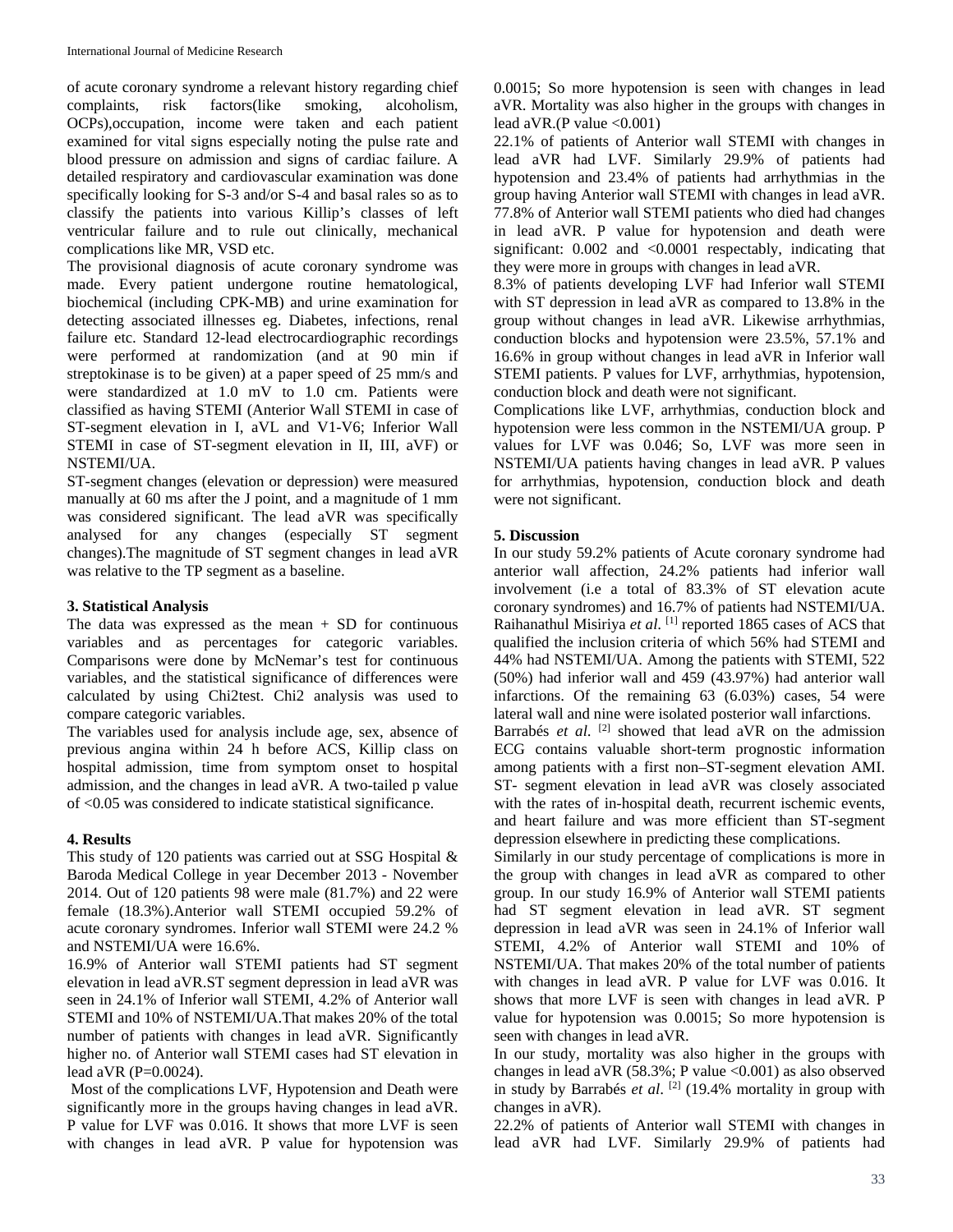of acute coronary syndrome a relevant history regarding chief complaints, risk factors(like smoking, alcoholism, OCPs),occupation, income were taken and each patient examined for vital signs especially noting the pulse rate and blood pressure on admission and signs of cardiac failure. A detailed respiratory and cardiovascular examination was done specifically looking for S-3 and/or S-4 and basal rales so as to classify the patients into various Killip's classes of left ventricular failure and to rule out clinically, mechanical complications like MR, VSD etc.

The provisional diagnosis of acute coronary syndrome was made. Every patient undergone routine hematological, biochemical (including CPK-MB) and urine examination for detecting associated illnesses eg. Diabetes, infections, renal failure etc. Standard 12-lead electrocardiographic recordings were performed at randomization (and at 90 min if streptokinase is to be given) at a paper speed of 25 mm/s and were standardized at 1.0 mV to 1.0 cm. Patients were classified as having STEMI (Anterior Wall STEMI in case of ST-segment elevation in I, aVL and V1-V6; Inferior Wall STEMI in case of ST-segment elevation in II, III, aVF) or NSTEMI/UA.

ST-segment changes (elevation or depression) were measured manually at 60 ms after the J point, and a magnitude of 1 mm was considered significant. The lead aVR was specifically analysed for any changes (especially ST segment changes).The magnitude of ST segment changes in lead aVR was relative to the TP segment as a baseline.

### 3. Statistical Analysis

The data was expressed as the mean + SD for continuous variables and as percentages for categoric variables. Comparisons were done by McNemar's test for continuous variables, and the statistical significance of differences were calculated by using Chi2test. Chi2 analysis was used to compare categoric variables.

The variables used for analysis include age, sex, absence of previous angina within 24 h before ACS, Killip class on hospital admission, time from symptom onset to hospital admission, and the changes in lead aVR. A two-tailed p value of <0.05 was considered to indicate statistical significance.

### 4. Results

This study of 120 patients was carried out at SSG Hospital & Baroda Medical College in year December 2013 - November 2014. Out of 120 patients 98 were male (81.7%) and 22 were female (18.3%).Anterior wall STEMI occupied 59.2% of acute coronary syndromes. Inferior wall STEMI were 24.2 % and NSTEMI/UA were 16.6%.

16.9% of Anterior wall STEMI patients had ST segment elevation in lead aVR.ST segment depression in lead aVR was seen in 24.1% of Inferior wall STEMI, 4.2% of Anterior wall STEMI and 10% of NSTEMI/UA.That makes 20% of the total number of patients with changes in lead aVR. Significantly higher no. of Anterior wall STEMI cases had ST elevation in lead aVR (P=0.0024).

Most of the complications LVF, Hypotension and Death were significantly more in the groups having changes in lead aVR. P value for LVF was 0.016. It shows that more LVF is seen with changes in lead aVR. P value for hypotension was 0.0015; So more hypotension is seen with changes in lead aVR. Mortality was also higher in the groups with changes in lead aVR.(P value <0.001)

22.1% of Anterior wall STEMI with changes in lead aVR had LVF. Similarly 29.9% of patients had hypotension and 23.4% of patients had arrhythmias in the group having Anterior wall STEMI with changes in lead aVR. 77.8% of Anterior wall STEMI patients who died had changes in lead aVR. P value for hypotension and death were significant: 0.002 and <0.0001 respectably, indicating that they were more in groups with changes in lead aVR.

8.3% of patients developing LVF had Inferior wall STEMI with ST depression in lead aVR as compared to 13.8% in the group without changes in lead aVR. Likewise arrhythmias, conduction blocks and hypotension were 23.5%, 57.1% and 16.6% in group without changes in lead aVR in Inferior wall STEMI patients. P values for LVF, arrhythmias, hypotension, conduction block and death were not significant.

Complications like LVF, arrhythmias, conduction block and hypotension were less common in the NSTEMI/UA group. P values for LVF was 0.046; So, LVF was more seen in NSTEMI/UA patients having changes in lead aVR. P values for arrhythmias, hypotension, conduction block and death were not significant.

### 5. Discussion

In our study 59.2% patients of Acute coronary syndrome had anterior wall affection, 24.2% patients had inferior wall involvement (i.e a total of 83.3% of ST elevation acute coronary syndromes) and 16.7% of patients had NSTEMI/UA. Raihanathul Misiriya *et al.* [1] reported 1865 cases of ACS that qualified the inclusion criteria of which 56% had STEMI and 44% had NSTEMI/UA. Among the patients with STEMI, 522 (50%) had inferior wall and 459 (43.97%) had anterior wall infarctions. Of the remaining 63 (6.03%) cases, 54 were lateral wall and nine were isolated posterior wall infarctions.

Barrabés *et al.* [2] showed that lead aVR on the admission ECG contains valuable short-term prognostic information among patients with a first non–ST-segment elevation AMI. ST- segment elevation in lead aVR was closely associated with the rates of in-hospital death, recurrent ischemic events, and heart failure and was more efficient than ST-segment depression elsewhere in predicting these complications.

Similarly in our study percentage of complications is more in the group with changes in lead aVR as compared to other group. In our study 16.9% of Anterior wall STEMI patients had ST segment elevation in lead aVR. ST segment depression in lead aVR was seen in 24.1% of Inferior wall STEMI, 4.2% of Anterior wall STEMI and 10% of NSTEMI/UA. That makes 20% of the total number of patients with changes in lead aVR. P value for LVF was 0.016. It shows that more LVF is seen with changes in lead aVR. P value for hypotension was 0.0015; So more hypotension is seen with changes in lead aVR.

In our study, mortality was also higher in the groups with changes in lead aVR (58.3%; P value <0.001) as also observed in study by Barrabés *et al.* [2] (19.4% mortality in group with changes in aVR).

22.2% of patients of Anterior wall STEMI with changes in lead aVR had LVF. Similarly 29.9% of patients had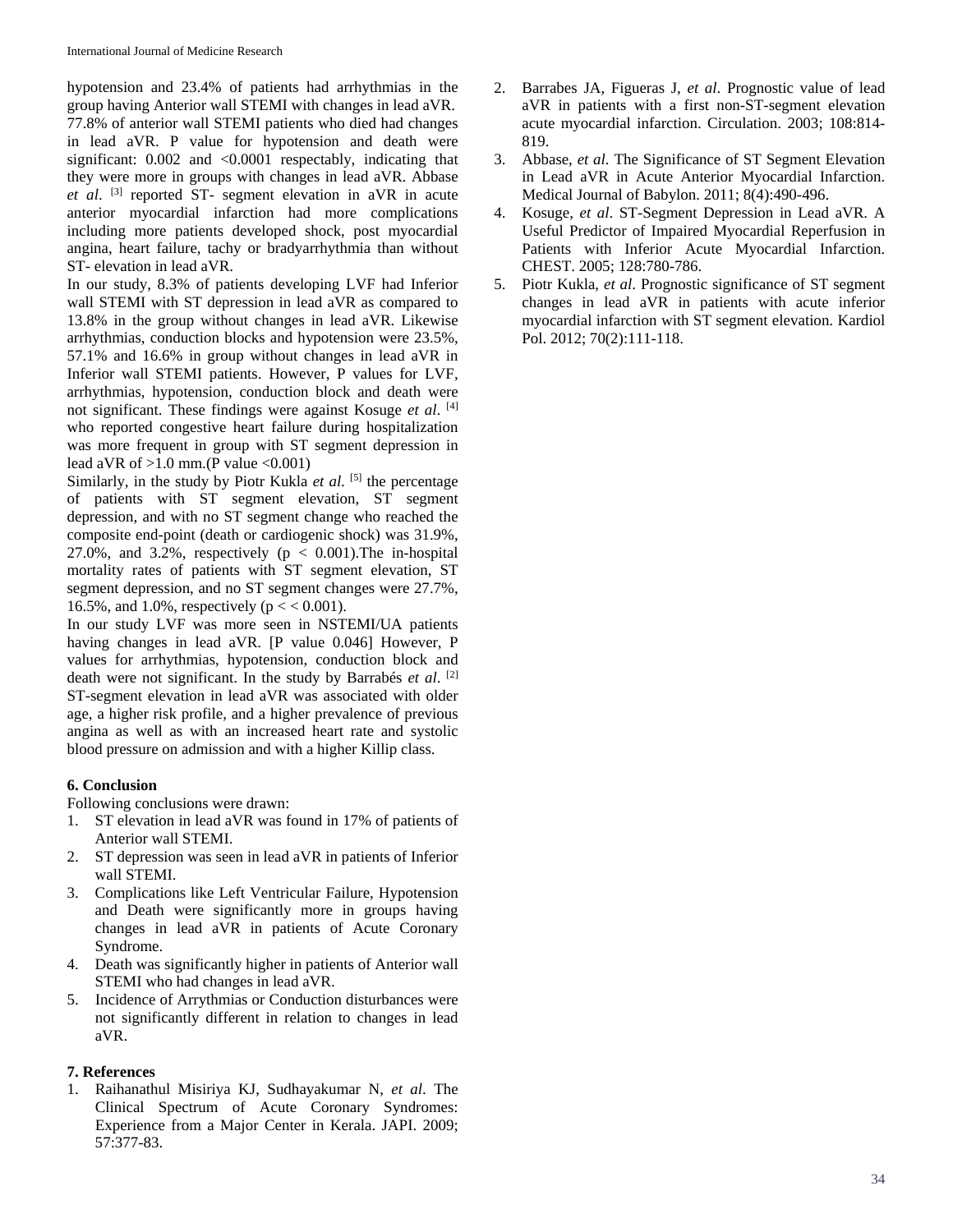hypotension and 23.4% of patients had arrhythmias in the group having Anterior wall STEMI with changes in lead aVR. 77.8% of anterior wall STEMI patients who died had changes in lead aVR. P value for hypotension and death were significant: 0.002 and <0.0001 respectably, indicating that they were more in groups with changes in lead aVR. Abbase *et al*. [3] reported ST- segment elevation in aVR in acute anterior myocardial infarction had more complications including more patients developed shock, post myocardial angina, heart failure, tachy or bradyarrhythmia than without ST- elevation in lead aVR.

In our study, 8.3% of patients developing LVF had Inferior wall STEMI with ST depression in lead aVR as compared to 13.8% in the group without changes in lead aVR. Likewise arrhythmias, conduction blocks and hypotension were 23.5%, 57.1% and 16.6% in group without changes in lead aVR in Inferior wall STEMI patients. However, P values for LVF, arrhythmias, hypotension, conduction block and death were not significant. These findings were against Kosuge *et al*. [4] who reported congestive heart failure during hospitalization was more frequent in group with ST segment depression in lead aVR of >1.0 mm.(P value <0.001)

Similarly, in the study by Piotr Kukla *et al.* [5] the percentage of patients with ST segment elevation, ST segment depression, and with no ST segment change who reached the composite end-point (death or cardiogenic shock) was 31.9%, 27.0%, and 3.2%, respectively ($p < 0.001$).The in-hospital mortality rates of patients with ST segment elevation, ST segment depression, and no ST segment changes were 27.7%, 16.5%, and 1.0%, respectively (p < < 0.001).

In our study LVF was more seen in NSTEMI/UA patients having changes in lead aVR. [P value 0.046] However, P values for arrhythmias, hypotension, conduction block and death were not significant. In the study by Barrabés *et al*. [2] ST-segment elevation in lead aVR was associated with older age, a higher risk profile, and a higher prevalence of previous angina as well as with an increased heart rate and systolic blood pressure on admission and with a higher Killip class.

## 6. Conclusion

Following conclusions were drawn:

1. ST elevation in lead aVR was found in 17% of patients of Anterior wall STEMI.
2. ST depression was seen in lead aVR in patients of Inferior wall STEMI.
3. Complications like Left Ventricular Failure, Hypotension and Death were significantly more in groups having changes in lead aVR in patients of Acute Coronary Syndrome.
4. Death was significantly higher in patients of Anterior wall STEMI who had changes in lead aVR.
5. Incidence of Arrythmias or Conduction disturbances were not significantly different in relation to changes in lead aVR.

## 7. References

1. Raihanathul Misiriya KJ, Sudhayakumar N, *et al*. The Clinical Spectrum of Acute Coronary Syndromes: Experience from a Major Center in Kerala. JAPI. 2009; 57:377-83.
2. Barrabes JA, Figueras J, *et al*. Prognostic value of lead aVR in patients with a first non-ST-segment elevation acute myocardial infarction. Circulation. 2003; 108:814-819.
3. Abbase, *et al*. The Significance of ST Segment Elevation in Lead aVR in Acute Anterior Myocardial Infarction. Medical Journal of Babylon. 2011; 8(4):490-496.
4. Kosuge, *et al*. ST-Segment Depression in Lead aVR. A Useful Predictor of Impaired Myocardial Reperfusion in Patients with Inferior Acute Myocardial Infarction. CHEST. 2005; 128:780-786.
5. Piotr Kukla, *et al*. Prognostic significance of ST segment changes in lead aVR in patients with acute inferior myocardial infarction with ST segment elevation. Kardiol Pol. 2012; 70(2):111-118.